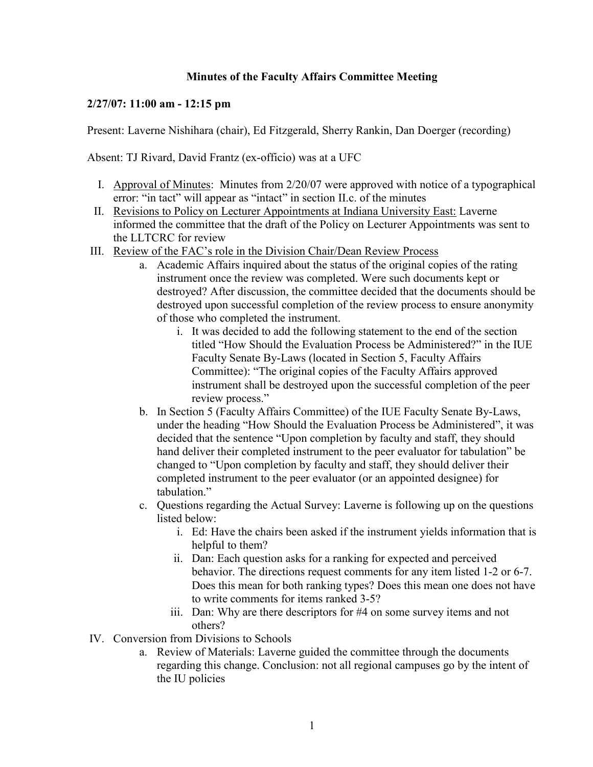# Minutes of the Faculty Affairs Committee Meeting

**2/27/07: 11:00 am - 12:15 pm**

Present: Laverne Nishihara (chair), Ed Fitzgerald, Sherry Rankin, Dan Doerger (recording)

Absent: TJ Rivard, David Frantz (ex-officio) was at a UFC

I. Approval of Minutes: Minutes from 2/20/07 were approved with notice of a typographical error: "in tact" will appear as "intact" in section II.c. of the minutes

II. Revisions to Policy on Lecturer Appointments at Indiana University East: Laverne informed the committee that the draft of the Policy on Lecturer Appointments was sent to the LLTCRC for review

III. Review of the FAC's role in the Division Chair/Dean Review Process

   a. Academic Affairs inquired about the status of the original copies of the rating instrument once the review was completed. Were such documents kept or destroyed? After discussion, the committee decided that the documents should be destroyed upon successful completion of the review process to ensure anonymity of those who completed the instrument.

      i. It was decided to add the following statement to the end of the section titled "How Should the Evaluation Process be Administered?" in the IUE Faculty Senate By-Laws (located in Section 5, Faculty Affairs Committee): "The original copies of the Faculty Affairs approved instrument shall be destroyed upon the successful completion of the peer review process."

   b. In Section 5 (Faculty Affairs Committee) of the IUE Faculty Senate By-Laws, under the heading "How Should the Evaluation Process be Administered", it was decided that the sentence "Upon completion by faculty and staff, they should hand deliver their completed instrument to the peer evaluator for tabulation" be changed to "Upon completion by faculty and staff, they should deliver their completed instrument to the peer evaluator (or an appointed designee) for tabulation."

   c. Questions regarding the Actual Survey: Laverne is following up on the questions listed below:

      i. Ed: Have the chairs been asked if the instrument yields information that is helpful to them?

      ii. Dan: Each question asks for a ranking for expected and perceived behavior. The directions request comments for any item listed 1-2 or 6-7. Does this mean for both ranking types? Does this mean one does not have to write comments for items ranked 3-5?

      iii. Dan: Why are there descriptors for #4 on some survey items and not others?

IV. Conversion from Divisions to Schools

   a. Review of Materials: Laverne guided the committee through the documents regarding this change. Conclusion: not all regional campuses go by the intent of the IU policies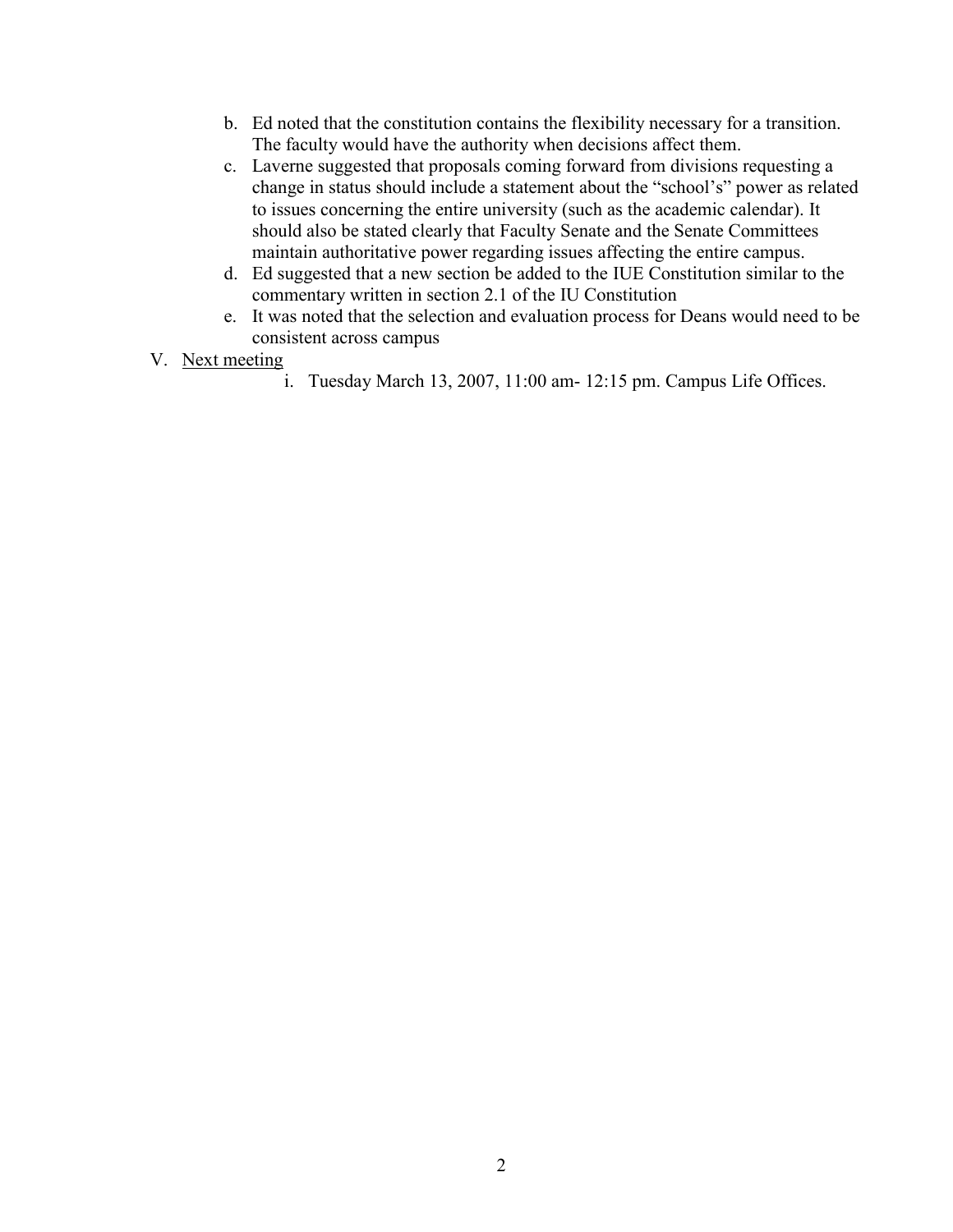b. Ed noted that the constitution contains the flexibility necessary for a transition. The faculty would have the authority when decisions affect them.

c. Laverne suggested that proposals coming forward from divisions requesting a change in status should include a statement about the "school's" power as related to issues concerning the entire university (such as the academic calendar). It should also be stated clearly that Faculty Senate and the Senate Committees maintain authoritative power regarding issues affecting the entire campus.

d. Ed suggested that a new section be added to the IUE Constitution similar to the commentary written in section 2.1 of the IU Constitution

e. It was noted that the selection and evaluation process for Deans would need to be consistent across campus

V. <u>Next meeting</u>

i. Tuesday March 13, 2007, 11:00 am- 12:15 pm. Campus Life Offices.